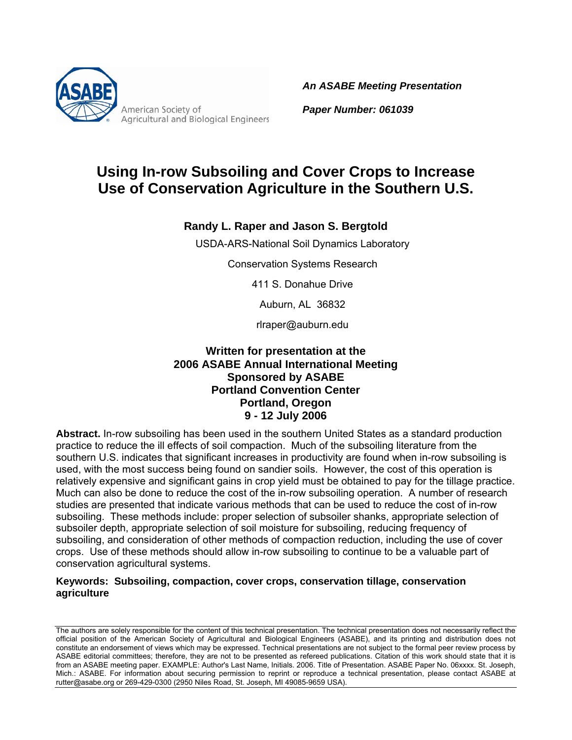American Society of Agricultural and Biological Engineers

***An ASABE Meeting Presentation***

***Paper Number: 061039***

# Using In-row Subsoiling and Cover Crops to Increase Use of Conservation Agriculture in the Southern U.S.

**Randy L. Raper and Jason S. Bergtold**

USDA-ARS-National Soil Dynamics Laboratory

Conservation Systems Research

411 S. Donahue Drive

Auburn, AL 36832

rlraper@auburn.edu

**Written for presentation at the**
**2006 ASABE Annual International Meeting**
**Sponsored by ASABE**
**Portland Convention Center**
**Portland, Oregon**
**9 - 12 July 2006**

**Abstract.** In-row subsoiling has been used in the southern United States as a standard production practice to reduce the ill effects of soil compaction. Much of the subsoiling literature from the southern U.S. indicates that significant increases in productivity are found when in-row subsoiling is used, with the most success being found on sandier soils. However, the cost of this operation is relatively expensive and significant gains in crop yield must be obtained to pay for the tillage practice. Much can also be done to reduce the cost of the in-row subsoiling operation. A number of research studies are presented that indicate various methods that can be used to reduce the cost of in-row subsoiling. These methods include: proper selection of subsoiler shanks, appropriate selection of subsoiler depth, appropriate selection of soil moisture for subsoiling, reducing frequency of subsoiling, and consideration of other methods of compaction reduction, including the use of cover crops. Use of these methods should allow in-row subsoiling to continue to be a valuable part of conservation agricultural systems.

**Keywords: Subsoiling, compaction, cover crops, conservation tillage, conservation agriculture**

The authors are solely responsible for the content of this technical presentation. The technical presentation does not necessarily reflect the official position of the American Society of Agricultural and Biological Engineers (ASABE), and its printing and distribution does not constitute an endorsement of views which may be expressed. Technical presentations are not subject to the formal peer review process by ASABE editorial committees; therefore, they are not to be presented as refereed publications. Citation of this work should state that it is from an ASABE meeting paper. EXAMPLE: Author's Last Name, Initials. 2006. Title of Presentation. ASABE Paper No. 06xxxx. St. Joseph, Mich.: ASABE. For information about securing permission to reprint or reproduce a technical presentation, please contact ASABE at rutter@asabe.org or 269-429-0300 (2950 Niles Road, St. Joseph, MI 49085-9659 USA).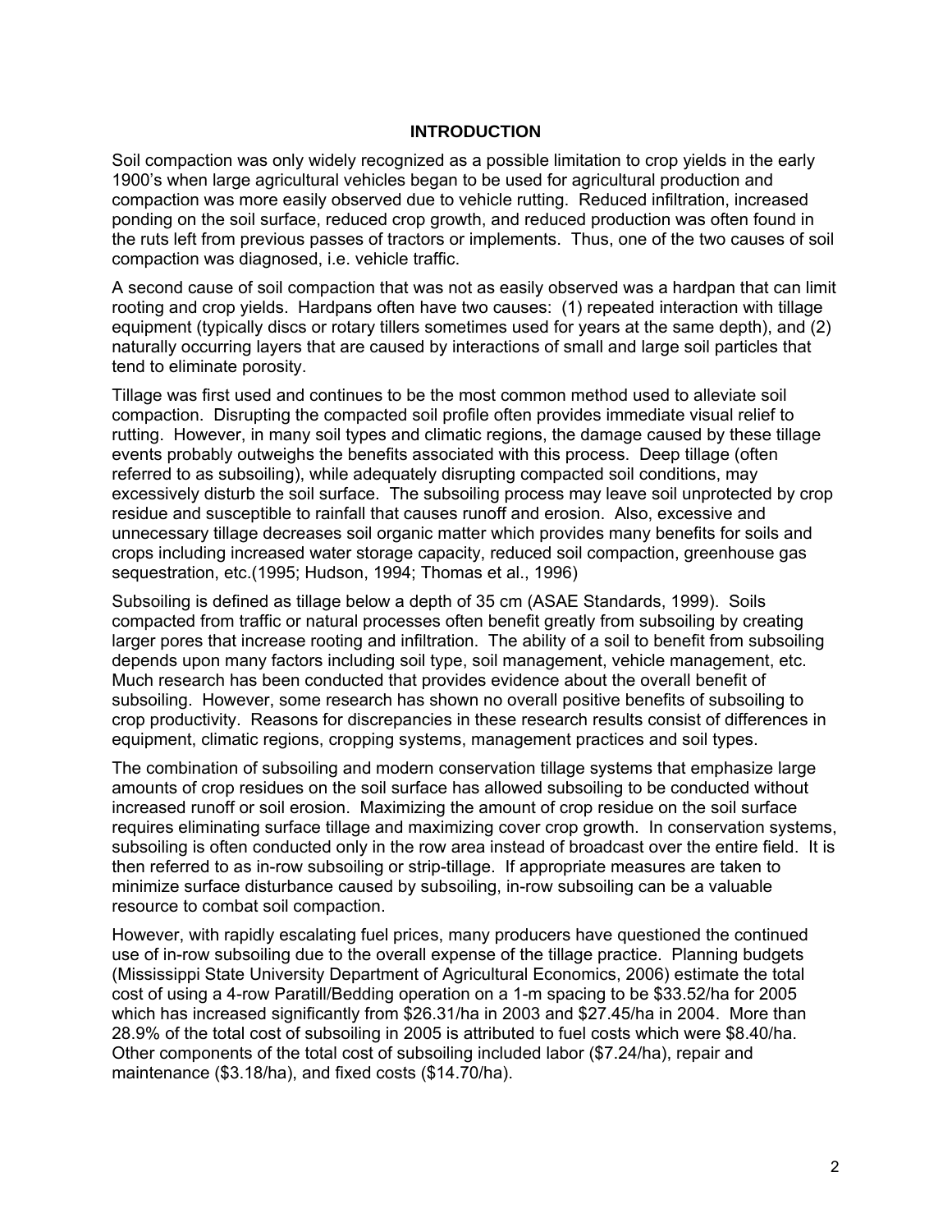## INTRODUCTION

Soil compaction was only widely recognized as a possible limitation to crop yields in the early 1900's when large agricultural vehicles began to be used for agricultural production and compaction was more easily observed due to vehicle rutting. Reduced infiltration, increased ponding on the soil surface, reduced crop growth, and reduced production was often found in the ruts left from previous passes of tractors or implements. Thus, one of the two causes of soil compaction was diagnosed, i.e. vehicle traffic.

A second cause of soil compaction that was not as easily observed was a hardpan that can limit rooting and crop yields. Hardpans often have two causes: (1) repeated interaction with tillage equipment (typically discs or rotary tillers sometimes used for years at the same depth), and (2) naturally occurring layers that are caused by interactions of small and large soil particles that tend to eliminate porosity.

Tillage was first used and continues to be the most common method used to alleviate soil compaction. Disrupting the compacted soil profile often provides immediate visual relief to rutting. However, in many soil types and climatic regions, the damage caused by these tillage events probably outweighs the benefits associated with this process. Deep tillage (often referred to as subsoiling), while adequately disrupting compacted soil conditions, may excessively disturb the soil surface. The subsoiling process may leave soil unprotected by crop residue and susceptible to rainfall that causes runoff and erosion. Also, excessive and unnecessary tillage decreases soil organic matter which provides many benefits for soils and crops including increased water storage capacity, reduced soil compaction, greenhouse gas sequestration, etc.(1995; Hudson, 1994; Thomas et al., 1996)

Subsoiling is defined as tillage below a depth of 35 cm (ASAE Standards, 1999). Soils compacted from traffic or natural processes often benefit greatly from subsoiling by creating larger pores that increase rooting and infiltration. The ability of a soil to benefit from subsoiling depends upon many factors including soil type, soil management, vehicle management, etc. Much research has been conducted that provides evidence about the overall benefit of subsoiling. However, some research has shown no overall positive benefits of subsoiling to crop productivity. Reasons for discrepancies in these research results consist of differences in equipment, climatic regions, cropping systems, management practices and soil types.

The combination of subsoiling and modern conservation tillage systems that emphasize large amounts of crop residues on the soil surface has allowed subsoiling to be conducted without increased runoff or soil erosion. Maximizing the amount of crop residue on the soil surface requires eliminating surface tillage and maximizing cover crop growth. In conservation systems, subsoiling is often conducted only in the row area instead of broadcast over the entire field. It is then referred to as in-row subsoiling or strip-tillage. If appropriate measures are taken to minimize surface disturbance caused by subsoiling, in-row subsoiling can be a valuable resource to combat soil compaction.

However, with rapidly escalating fuel prices, many producers have questioned the continued use of in-row subsoiling due to the overall expense of the tillage practice. Planning budgets (Mississippi State University Department of Agricultural Economics, 2006) estimate the total cost of using a 4-row Paratill/Bedding operation on a 1-m spacing to be \$33.52/ha for 2005 which has increased significantly from \$26.31/ha in 2003 and \$27.45/ha in 2004. More than 28.9% of the total cost of subsoiling in 2005 is attributed to fuel costs which were \$8.40/ha. Other components of the total cost of subsoiling included labor (\$7.24/ha), repair and maintenance (\$3.18/ha), and fixed costs (\$14.70/ha).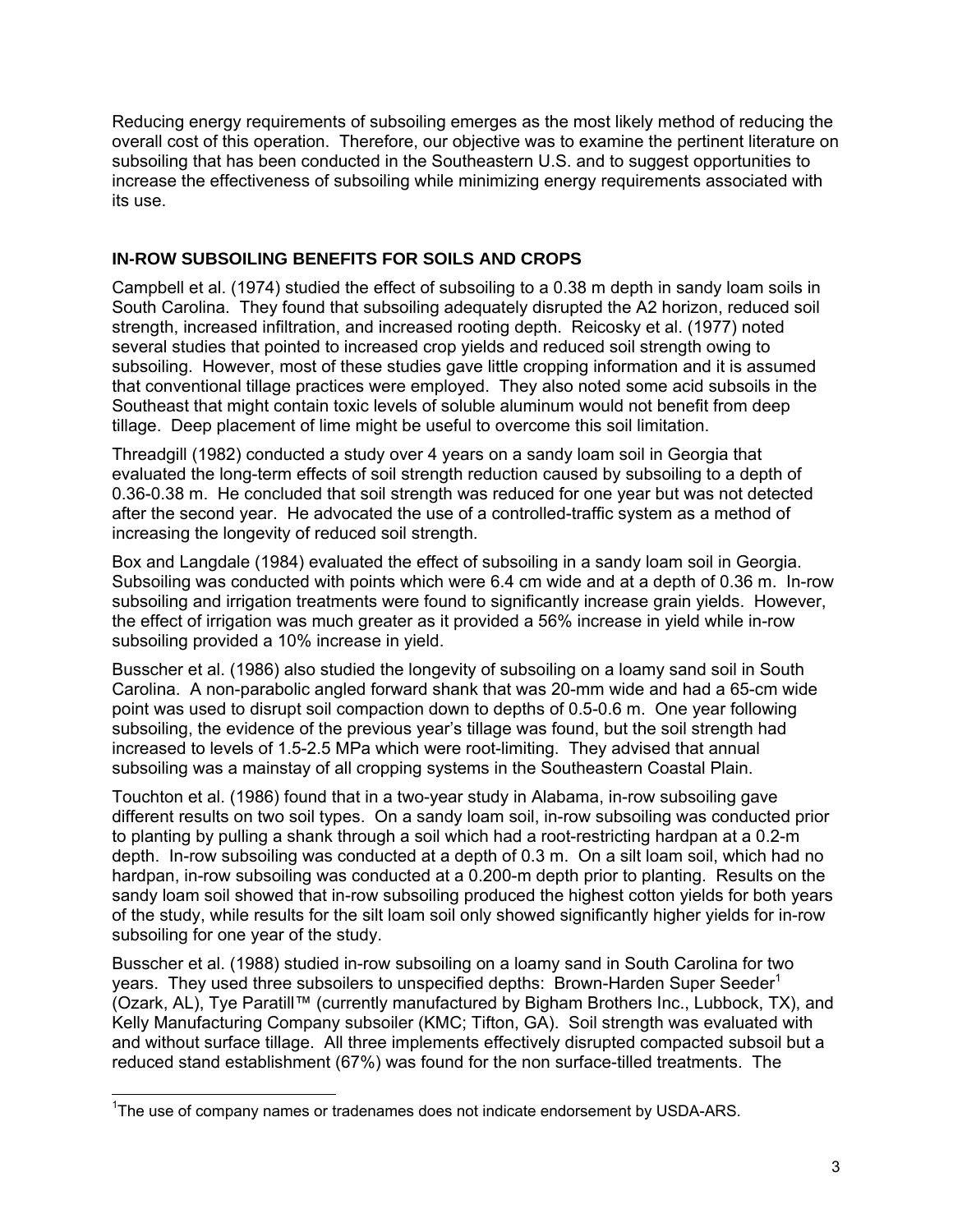Reducing energy requirements of subsoiling emerges as the most likely method of reducing the overall cost of this operation. Therefore, our objective was to examine the pertinent literature on subsoiling that has been conducted in the Southeastern U.S. and to suggest opportunities to increase the effectiveness of subsoiling while minimizing energy requirements associated with its use.

## IN-ROW SUBSOILING BENEFITS FOR SOILS AND CROPS

Campbell et al. (1974) studied the effect of subsoiling to a 0.38 m depth in sandy loam soils in South Carolina. They found that subsoiling adequately disrupted the A2 horizon, reduced soil strength, increased infiltration, and increased rooting depth. Reicosky et al. (1977) noted several studies that pointed to increased crop yields and reduced soil strength owing to subsoiling. However, most of these studies gave little cropping information and it is assumed that conventional tillage practices were employed. They also noted some acid subsoils in the Southeast that might contain toxic levels of soluble aluminum would not benefit from deep tillage. Deep placement of lime might be useful to overcome this soil limitation.

Threadgill (1982) conducted a study over 4 years on a sandy loam soil in Georgia that evaluated the long-term effects of soil strength reduction caused by subsoiling to a depth of 0.36-0.38 m. He concluded that soil strength was reduced for one year but was not detected after the second year. He advocated the use of a controlled-traffic system as a method of increasing the longevity of reduced soil strength.

Box and Langdale (1984) evaluated the effect of subsoiling in a sandy loam soil in Georgia. Subsoiling was conducted with points which were 6.4 cm wide and at a depth of 0.36 m. In-row subsoiling and irrigation treatments were found to significantly increase grain yields. However, the effect of irrigation was much greater as it provided a 56% increase in yield while in-row subsoiling provided a 10% increase in yield.

Busscher et al. (1986) also studied the longevity of subsoiling on a loamy sand soil in South Carolina. A non-parabolic angled forward shank that was 20-mm wide and had a 65-cm wide point was used to disrupt soil compaction down to depths of 0.5-0.6 m. One year following subsoiling, the evidence of the previous year's tillage was found, but the soil strength had increased to levels of 1.5-2.5 MPa which were root-limiting. They advised that annual subsoiling was a mainstay of all cropping systems in the Southeastern Coastal Plain.

Touchton et al. (1986) found that in a two-year study in Alabama, in-row subsoiling gave different results on two soil types. On a sandy loam soil, in-row subsoiling was conducted prior to planting by pulling a shank through a soil which had a root-restricting hardpan at a 0.2-m depth. In-row subsoiling was conducted at a depth of 0.3 m. On a silt loam soil, which had no hardpan, in-row subsoiling was conducted at a 0.200-m depth prior to planting. Results on the sandy loam soil showed that in-row subsoiling produced the highest cotton yields for both years of the study, while results for the silt loam soil only showed significantly higher yields for in-row subsoiling for one year of the study.

Busscher et al. (1988) studied in-row subsoiling on a loamy sand in South Carolina for two years. They used three subsoilers to unspecified depths: Brown-Harden Super Seeder[1] (Ozark, AL), Tye Paratill™ (currently manufactured by Bigham Brothers Inc., Lubbock, TX), and Kelly Manufacturing Company subsoiler (KMC; Tifton, GA). Soil strength was evaluated with and without surface tillage. All three implements effectively disrupted compacted subsoil but a reduced stand establishment (67%) was found for the non surface-tilled treatments. The

[1]The use of company names or tradenames does not indicate endorsement by USDA-ARS.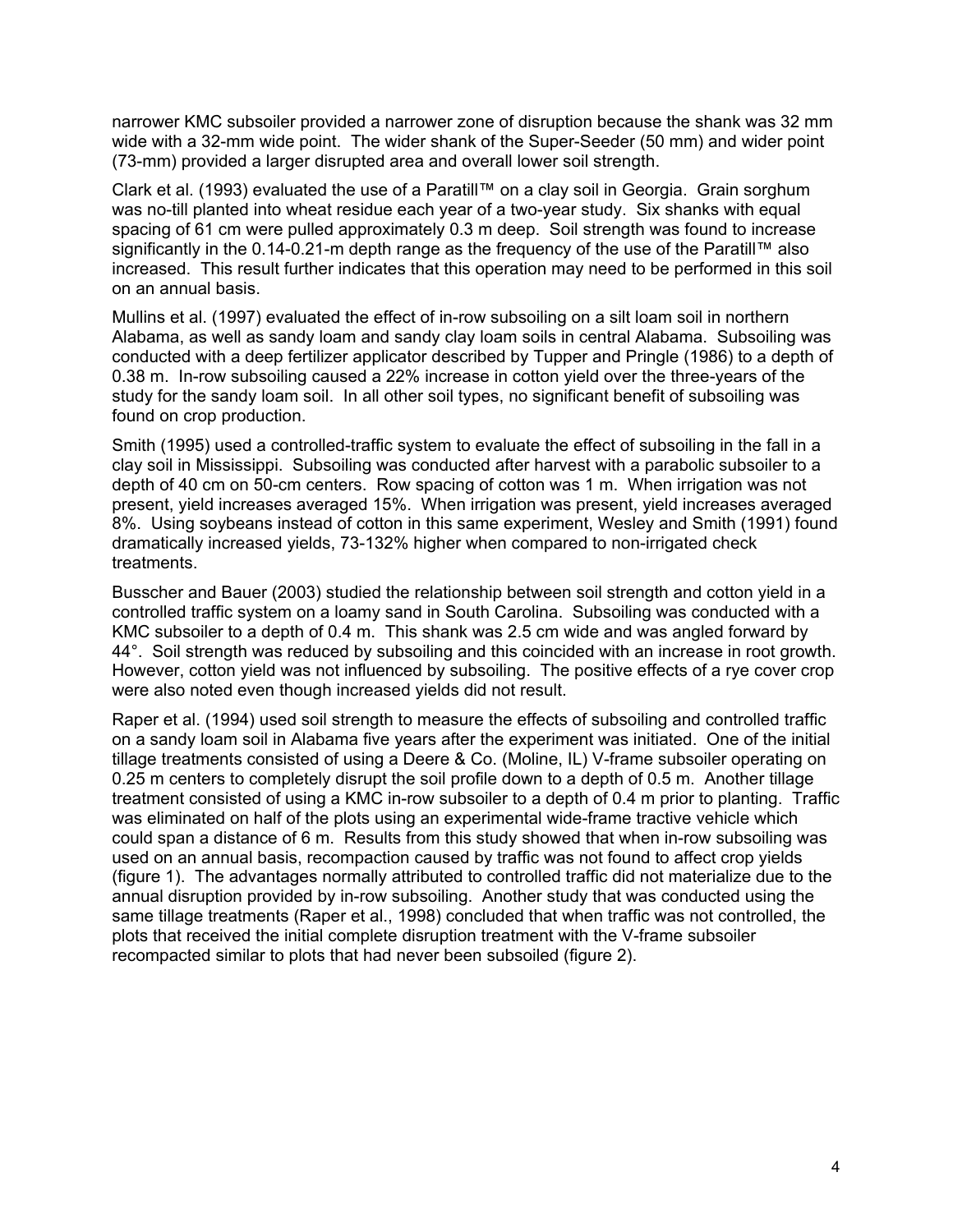narrower KMC subsoiler provided a narrower zone of disruption because the shank was 32 mm wide with a 32-mm wide point. The wider shank of the Super-Seeder (50 mm) and wider point (73-mm) provided a larger disrupted area and overall lower soil strength.

Clark et al. (1993) evaluated the use of a Paratill™ on a clay soil in Georgia. Grain sorghum was no-till planted into wheat residue each year of a two-year study. Six shanks with equal spacing of 61 cm were pulled approximately 0.3 m deep. Soil strength was found to increase significantly in the 0.14-0.21-m depth range as the frequency of the use of the Paratill™ also increased. This result further indicates that this operation may need to be performed in this soil on an annual basis.

Mullins et al. (1997) evaluated the effect of in-row subsoiling on a silt loam soil in northern Alabama, as well as sandy loam and sandy clay loam soils in central Alabama. Subsoiling was conducted with a deep fertilizer applicator described by Tupper and Pringle (1986) to a depth of 0.38 m. In-row subsoiling caused a 22% increase in cotton yield over the three-years of the study for the sandy loam soil. In all other soil types, no significant benefit of subsoiling was found on crop production.

Smith (1995) used a controlled-traffic system to evaluate the effect of subsoiling in the fall in a clay soil in Mississippi. Subsoiling was conducted after harvest with a parabolic subsoiler to a depth of 40 cm on 50-cm centers. Row spacing of cotton was 1 m. When irrigation was not present, yield increases averaged 15%. When irrigation was present, yield increases averaged 8%. Using soybeans instead of cotton in this same experiment, Wesley and Smith (1991) found dramatically increased yields, 73-132% higher when compared to non-irrigated check treatments.

Busscher and Bauer (2003) studied the relationship between soil strength and cotton yield in a controlled traffic system on a loamy sand in South Carolina. Subsoiling was conducted with a KMC subsoiler to a depth of 0.4 m. This shank was 2.5 cm wide and was angled forward by 44°. Soil strength was reduced by subsoiling and this coincided with an increase in root growth. However, cotton yield was not influenced by subsoiling. The positive effects of a rye cover crop were also noted even though increased yields did not result.

Raper et al. (1994) used soil strength to measure the effects of subsoiling and controlled traffic on a sandy loam soil in Alabama five years after the experiment was initiated. One of the initial tillage treatments consisted of using a Deere & Co. (Moline, IL) V-frame subsoiler operating on 0.25 m centers to completely disrupt the soil profile down to a depth of 0.5 m. Another tillage treatment consisted of using a KMC in-row subsoiler to a depth of 0.4 m prior to planting. Traffic was eliminated on half of the plots using an experimental wide-frame tractive vehicle which could span a distance of 6 m. Results from this study showed that when in-row subsoiling was used on an annual basis, recompaction caused by traffic was not found to affect crop yields (figure 1). The advantages normally attributed to controlled traffic did not materialize due to the annual disruption provided by in-row subsoiling. Another study that was conducted using the same tillage treatments (Raper et al., 1998) concluded that when traffic was not controlled, the plots that received the initial complete disruption treatment with the V-frame subsoiler recompacted similar to plots that had never been subsoiled (figure 2).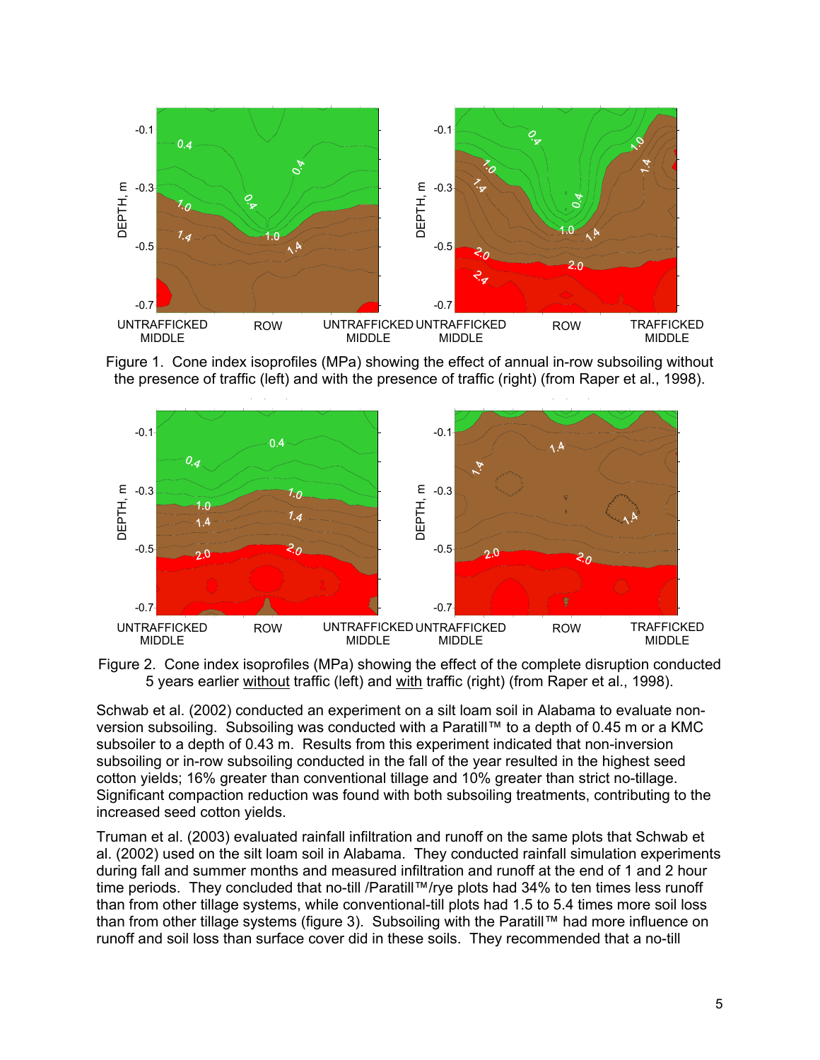Figure 1. Cone index isoprofiles (MPa) showing the effect of annual in-row subsoiling without the presence of traffic (left) and with the presence of traffic (right) (from Raper et al., 1998).

Figure 2. Cone index isoprofiles (MPa) showing the effect of the complete disruption conducted 5 years earlier without traffic (left) and with traffic (right) (from Raper et al., 1998).

Schwab et al. (2002) conducted an experiment on a silt loam soil in Alabama to evaluate non-version subsoiling. Subsoiling was conducted with a Paratill™ to a depth of 0.45 m or a KMC subsoiler to a depth of 0.43 m. Results from this experiment indicated that non-inversion subsoiling or in-row subsoiling conducted in the fall of the year resulted in the highest seed cotton yields; 16% greater than conventional tillage and 10% greater than strict no-tillage. Significant compaction reduction was found with both subsoiling treatments, contributing to the increased seed cotton yields.

Truman et al. (2003) evaluated rainfall infiltration and runoff on the same plots that Schwab et al. (2002) used on the silt loam soil in Alabama. They conducted rainfall simulation experiments during fall and summer months and measured infiltration and runoff at the end of 1 and 2 hour time periods. They concluded that no-till /Paratill™/rye plots had 34% to ten times less runoff than from other tillage systems, while conventional-till plots had 1.5 to 5.4 times more soil loss than from other tillage systems (figure 3). Subsoiling with the Paratill™ had more influence on runoff and soil loss than surface cover did in these soils. They recommended that a no-till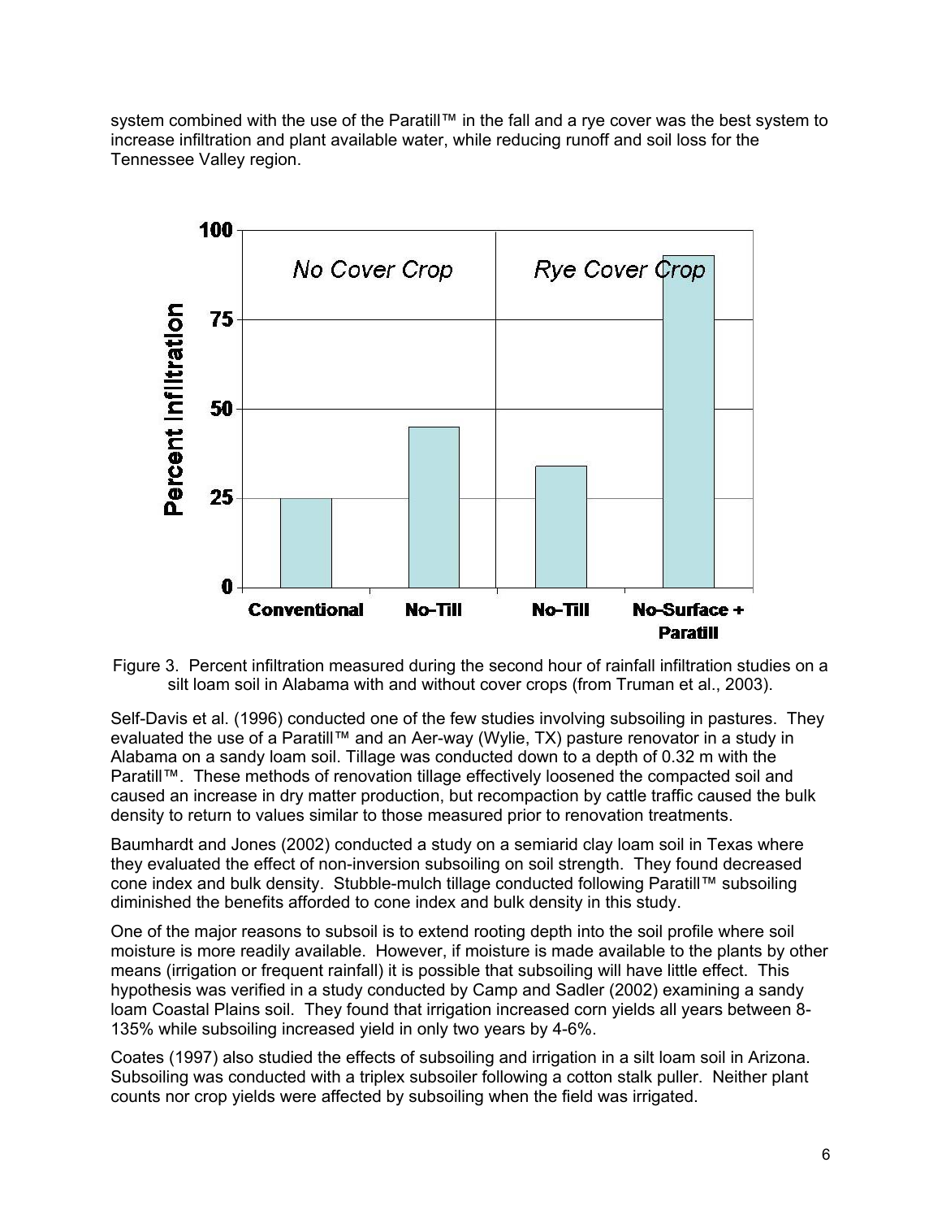system combined with the use of the Paratill™ in the fall and a rye cover was the best system to increase infiltration and plant available water, while reducing runoff and soil loss for the Tennessee Valley region.

Figure 3. Percent infiltration measured during the second hour of rainfall infiltration studies on a silt loam soil in Alabama with and without cover crops (from Truman et al., 2003).

Self-Davis et al. (1996) conducted one of the few studies involving subsoiling in pastures. They evaluated the use of a Paratill™ and an Aer-way (Wylie, TX) pasture renovator in a study in Alabama on a sandy loam soil. Tillage was conducted down to a depth of 0.32 m with the Paratill™. These methods of renovation tillage effectively loosened the compacted soil and caused an increase in dry matter production, but recompaction by cattle traffic caused the bulk density to return to values similar to those measured prior to renovation treatments.

Baumhardt and Jones (2002) conducted a study on a semiarid clay loam soil in Texas where they evaluated the effect of non-inversion subsoiling on soil strength. They found decreased cone index and bulk density. Stubble-mulch tillage conducted following Paratill™ subsoiling diminished the benefits afforded to cone index and bulk density in this study.

One of the major reasons to subsoil is to extend rooting depth into the soil profile where soil moisture is more readily available. However, if moisture is made available to the plants by other means (irrigation or frequent rainfall) it is possible that subsoiling will have little effect. This hypothesis was verified in a study conducted by Camp and Sadler (2002) examining a sandy loam Coastal Plains soil. They found that irrigation increased corn yields all years between 8-135% while subsoiling increased yield in only two years by 4-6%.

Coates (1997) also studied the effects of subsoiling and irrigation in a silt loam soil in Arizona. Subsoiling was conducted with a triplex subsoiler following a cotton stalk puller. Neither plant counts nor crop yields were affected by subsoiling when the field was irrigated.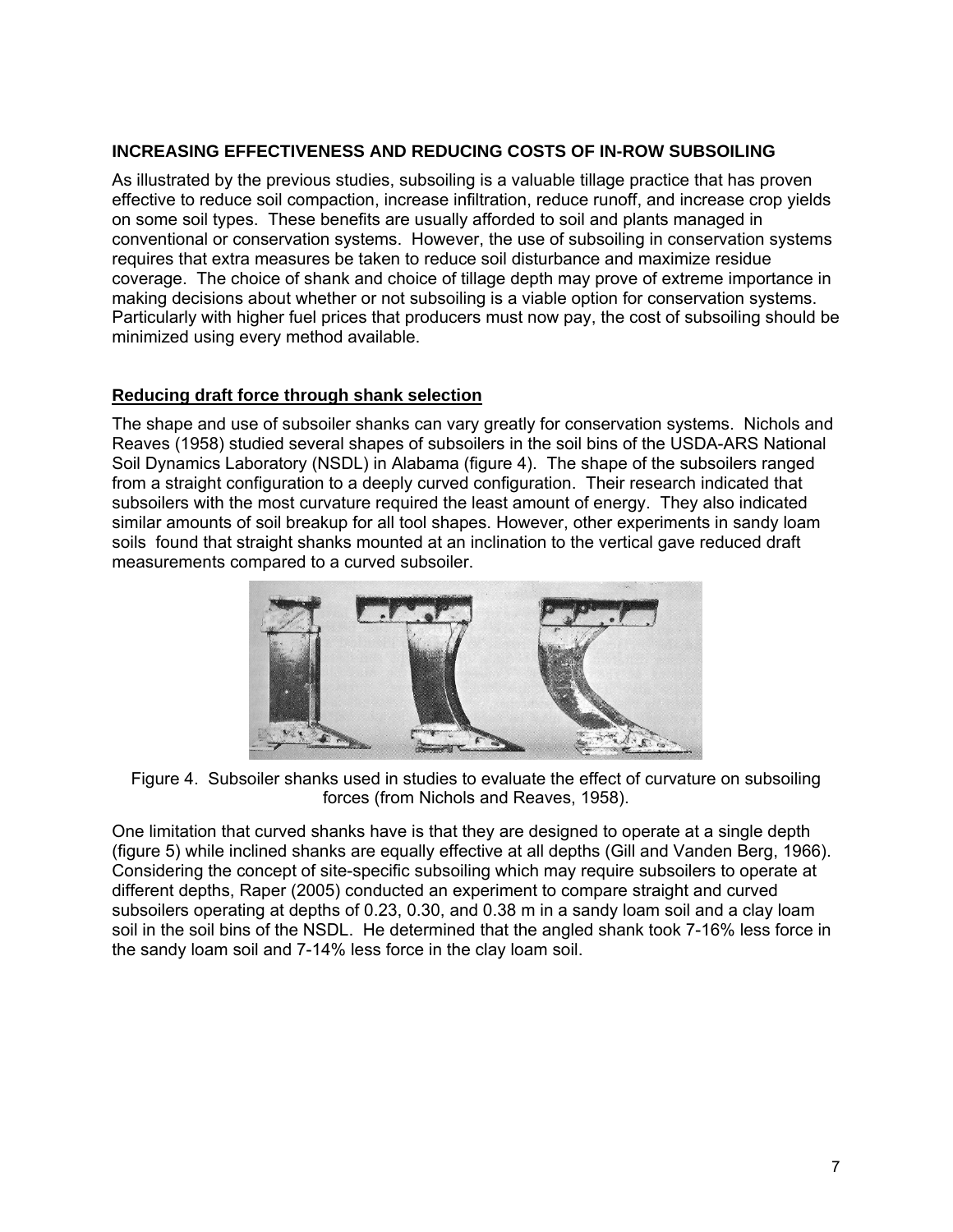## INCREASING EFFECTIVENESS AND REDUCING COSTS OF IN-ROW SUBSOILING

As illustrated by the previous studies, subsoiling is a valuable tillage practice that has proven effective to reduce soil compaction, increase infiltration, reduce runoff, and increase crop yields on some soil types. These benefits are usually afforded to soil and plants managed in conventional or conservation systems. However, the use of subsoiling in conservation systems requires that extra measures be taken to reduce soil disturbance and maximize residue coverage. The choice of shank and choice of tillage depth may prove of extreme importance in making decisions about whether or not subsoiling is a viable option for conservation systems. Particularly with higher fuel prices that producers must now pay, the cost of subsoiling should be minimized using every method available.

### Reducing draft force through shank selection

The shape and use of subsoiler shanks can vary greatly for conservation systems. Nichols and Reaves (1958) studied several shapes of subsoilers in the soil bins of the USDA-ARS National Soil Dynamics Laboratory (NSDL) in Alabama (figure 4). The shape of the subsoilers ranged from a straight configuration to a deeply curved configuration. Their research indicated that subsoilers with the most curvature required the least amount of energy. They also indicated similar amounts of soil breakup for all tool shapes. However, other experiments in sandy loam soils found that straight shanks mounted at an inclination to the vertical gave reduced draft measurements compared to a curved subsoiler.

Figure 4. Subsoiler shanks used in studies to evaluate the effect of curvature on subsoiling forces (from Nichols and Reaves, 1958).

One limitation that curved shanks have is that they are designed to operate at a single depth (figure 5) while inclined shanks are equally effective at all depths (Gill and Vanden Berg, 1966). Considering the concept of site-specific subsoiling which may require subsoilers to operate at different depths, Raper (2005) conducted an experiment to compare straight and curved subsoilers operating at depths of 0.23, 0.30, and 0.38 m in a sandy loam soil and a clay loam soil in the soil bins of the NSDL. He determined that the angled shank took 7-16% less force in the sandy loam soil and 7-14% less force in the clay loam soil.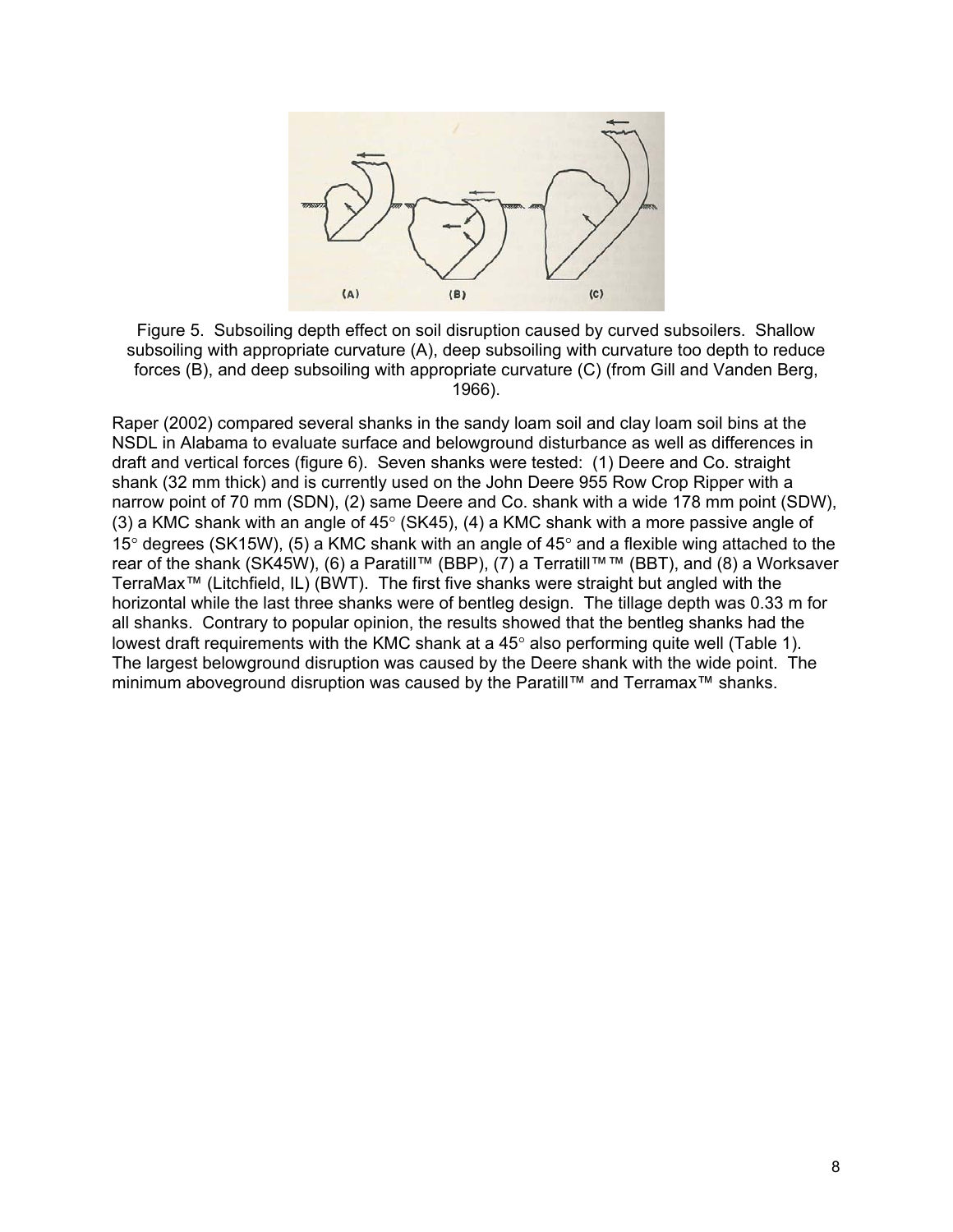Figure 5. Subsoiling depth effect on soil disruption caused by curved subsoilers. Shallow subsoiling with appropriate curvature (A), deep subsoiling with curvature too depth to reduce forces (B), and deep subsoiling with appropriate curvature (C) (from Gill and Vanden Berg, 1966).

Raper (2002) compared several shanks in the sandy loam soil and clay loam soil bins at the NSDL in Alabama to evaluate surface and belowground disturbance as well as differences in draft and vertical forces (figure 6). Seven shanks were tested: (1) Deere and Co. straight shank (32 mm thick) and is currently used on the John Deere 955 Row Crop Ripper with a narrow point of 70 mm (SDN), (2) same Deere and Co. shank with a wide 178 mm point (SDW), (3) a KMC shank with an angle of 45° (SK45), (4) a KMC shank with a more passive angle of 15° degrees (SK15W), (5) a KMC shank with an angle of 45° and a flexible wing attached to the rear of the shank (SK45W), (6) a Paratill™ (BBP), (7) a Terratill™™ (BBT), and (8) a Worksaver TerraMax™ (Litchfield, IL) (BWT). The first five shanks were straight but angled with the horizontal while the last three shanks were of bentleg design. The tillage depth was 0.33 m for all shanks. Contrary to popular opinion, the results showed that the bentleg shanks had the lowest draft requirements with the KMC shank at a 45° also performing quite well (Table 1). The largest belowground disruption was caused by the Deere shank with the wide point. The minimum aboveground disruption was caused by the Paratill™ and Terramax™ shanks.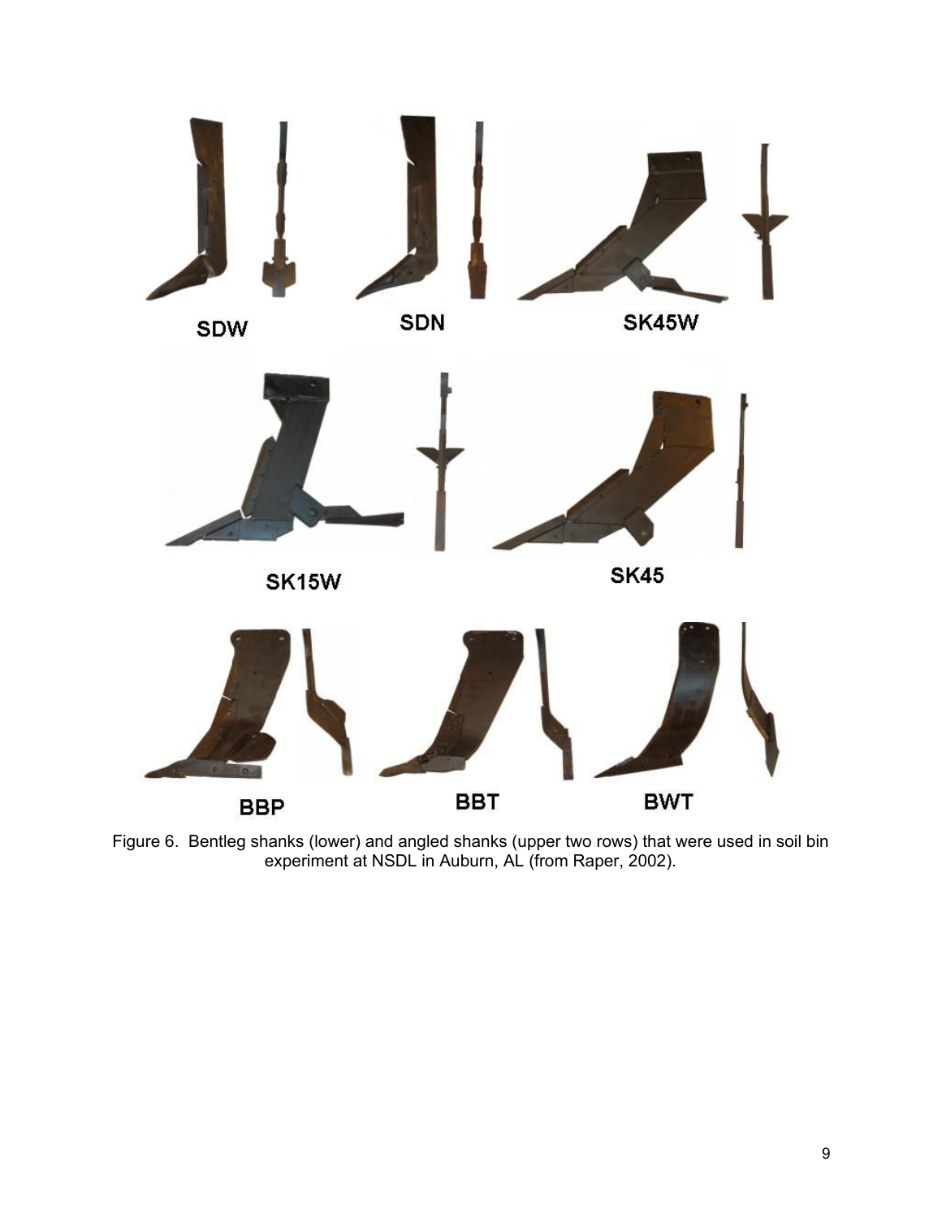SDW SDN SK45W

SK15W SK45

BBP BBT BWT

Figure 6. Bentleg shanks (lower) and angled shanks (upper two rows) that were used in soil bin experiment at NSDL in Auburn, AL (from Raper, 2002).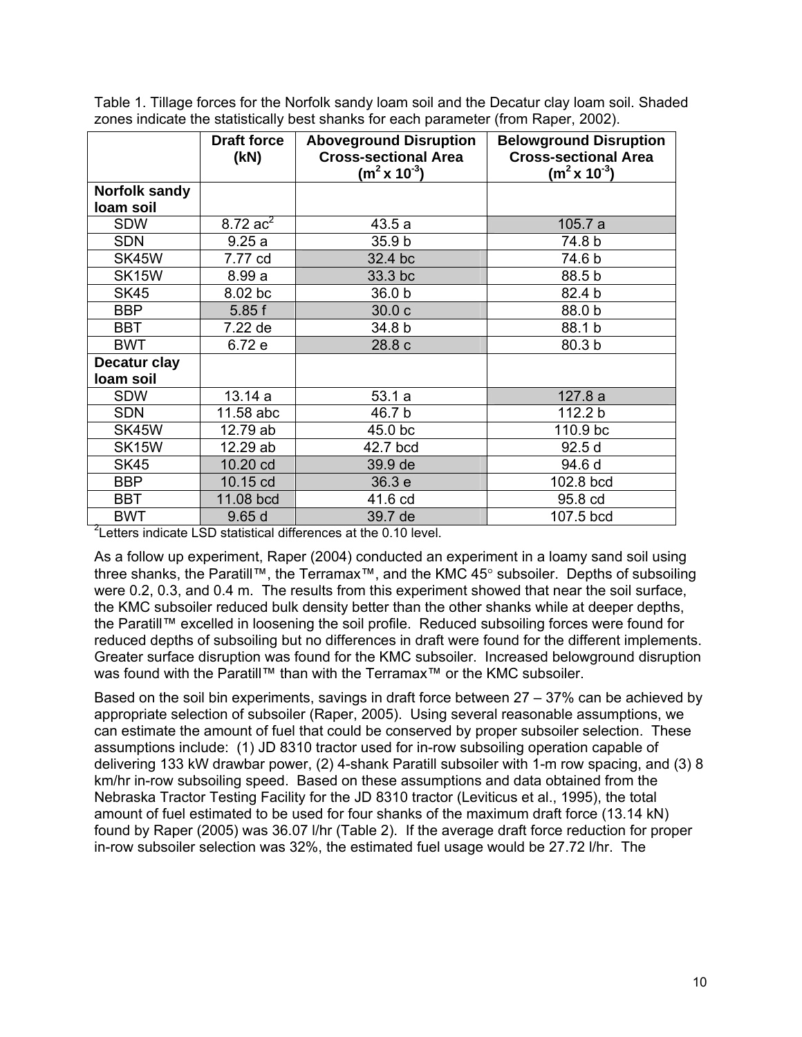Table 1. Tillage forces for the Norfolk sandy loam soil and the Decatur clay loam soil. Shaded zones indicate the statistically best shanks for each parameter (from Raper, 2002).

| | Draft force (kN) | Aboveground Disruption Cross-sectional Area ($m^2 \times 10^{-3}$) | Belowground Disruption Cross-sectional Area ($m^2 \times 10^{-3}$) |
|---|---|---|---|
| **Norfolk sandy loam soil** | | | |
| SDW | 8.72 ac[2] | 43.5 a | 105.7 a |
| SDN | 9.25 a | 35.9 b | 74.8 b |
| SK45W | 7.77 cd | 32.4 bc | 74.6 b |
| SK15W | 8.99 a | 33.3 bc | 88.5 b |
| SK45 | 8.02 bc | 36.0 b | 82.4 b |
| BBP | 5.85 f | 30.0 c | 88.0 b |
| BBT | 7.22 de | 34.8 b | 88.1 b |
| BWT | 6.72 e | 28.8 c | 80.3 b |
| **Decatur clay loam soil** | | | |
| SDW | 13.14 a | 53.1 a | 127.8 a |
| SDN | 11.58 abc | 46.7 b | 112.2 b |
| SK45W | 12.79 ab | 45.0 bc | 110.9 bc |
| SK15W | 12.29 ab | 42.7 bcd | 92.5 d |
| SK45 | 10.20 cd | 39.9 de | 94.6 d |
| BBP | 10.15 cd | 36.3 e | 102.8 bcd |
| BBT | 11.08 bcd | 41.6 cd | 95.8 cd |
| BWT | 9.65 d | 39.7 de | 107.5 bcd |

[2]Letters indicate LSD statistical differences at the 0.10 level.

As a follow up experiment, Raper (2004) conducted an experiment in a loamy sand soil using three shanks, the Paratill™, the Terramax™, and the KMC 45° subsoiler. Depths of subsoiling were 0.2, 0.3, and 0.4 m. The results from this experiment showed that near the soil surface, the KMC subsoiler reduced bulk density better than the other shanks while at deeper depths, the Paratill™ excelled in loosening the soil profile. Reduced subsoiling forces were found for reduced depths of subsoiling but no differences in draft were found for the different implements. Greater surface disruption was found for the KMC subsoiler. Increased belowground disruption was found with the Paratill™ than with the Terramax™ or the KMC subsoiler.

Based on the soil bin experiments, savings in draft force between 27 – 37% can be achieved by appropriate selection of subsoiler (Raper, 2005). Using several reasonable assumptions, we can estimate the amount of fuel that could be conserved by proper subsoiler selection. These assumptions include: (1) JD 8310 tractor used for in-row subsoiling operation capable of delivering 133 kW drawbar power, (2) 4-shank Paratill subsoiler with 1-m row spacing, and (3) 8 km/hr in-row subsoiling speed. Based on these assumptions and data obtained from the Nebraska Tractor Testing Facility for the JD 8310 tractor (Leviticus et al., 1995), the total amount of fuel estimated to be used for four shanks of the maximum draft force (13.14 kN) found by Raper (2005) was 36.07 l/hr (Table 2). If the average draft force reduction for proper in-row subsoiler selection was 32%, the estimated fuel usage would be 27.72 l/hr. The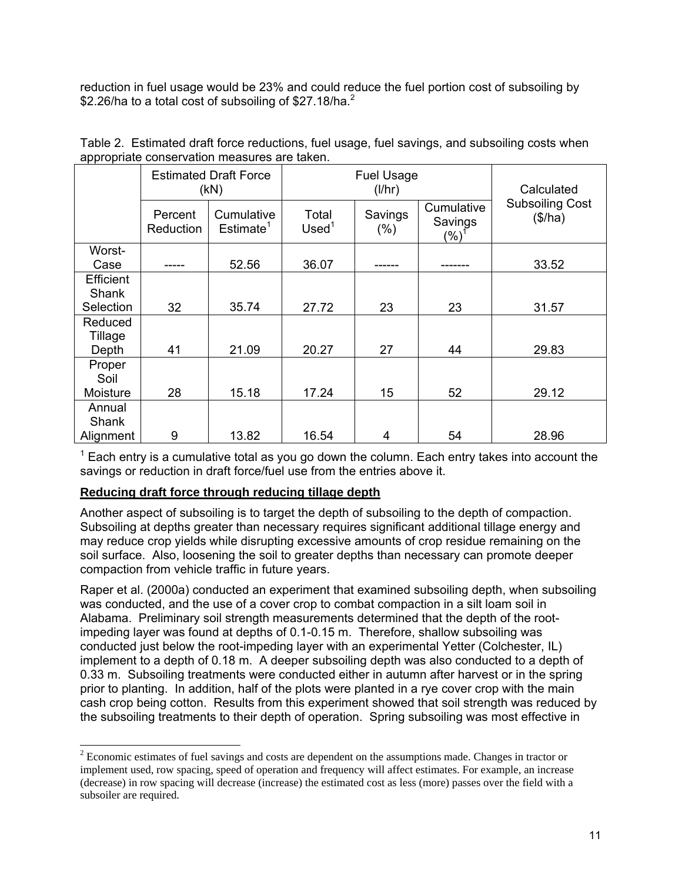reduction in fuel usage would be 23% and could reduce the fuel portion cost of subsoiling by $2.26/ha to a total cost of subsoiling of $27.18/ha.[2]

Table 2. Estimated draft force reductions, fuel usage, fuel savings, and subsoiling costs when appropriate conservation measures are taken.

| | Estimated Draft Force (kN) | | Fuel Usage (l/hr) | | | Calculated Subsoiling Cost ($/ha) |
|---|---|---|---|---|---|---|
| | Percent Reduction | Cumulative Estimate[1] | Total Used[1] | Savings (%) | Cumulative Savings (%)[1] | |
| Worst-Case | ----- | 52.56 | 36.07 | ------ | ------- | 33.52 |
| Efficient Shank Selection | 32 | 35.74 | 27.72 | 23 | 23 | 31.57 |
| Reduced Tillage Depth | 41 | 21.09 | 20.27 | 27 | 44 | 29.83 |
| Proper Soil Moisture | 28 | 15.18 | 17.24 | 15 | 52 | 29.12 |
| Annual Shank Alignment | 9 | 13.82 | 16.54 | 4 | 54 | 28.96 |

[1] Each entry is a cumulative total as you go down the column. Each entry takes into account the savings or reduction in draft force/fuel use from the entries above it.

**Reducing draft force through reducing tillage depth**

Another aspect of subsoiling is to target the depth of subsoiling to the depth of compaction. Subsoiling at depths greater than necessary requires significant additional tillage energy and may reduce crop yields while disrupting excessive amounts of crop residue remaining on the soil surface. Also, loosening the soil to greater depths than necessary can promote deeper compaction from vehicle traffic in future years.

Raper et al. (2000a) conducted an experiment that examined subsoiling depth, when subsoiling was conducted, and the use of a cover crop to combat compaction in a silt loam soil in Alabama. Preliminary soil strength measurements determined that the depth of the root-impeding layer was found at depths of 0.1-0.15 m. Therefore, shallow subsoiling was conducted just below the root-impeding layer with an experimental Yetter (Colchester, IL) implement to a depth of 0.18 m. A deeper subsoiling depth was also conducted to a depth of 0.33 m. Subsoiling treatments were conducted either in autumn after harvest or in the spring prior to planting. In addition, half of the plots were planted in a rye cover crop with the main cash crop being cotton. Results from this experiment showed that soil strength was reduced by the subsoiling treatments to their depth of operation. Spring subsoiling was most effective in

[2] Economic estimates of fuel savings and costs are dependent on the assumptions made. Changes in tractor or implement used, row spacing, speed of operation and frequency will affect estimates. For example, an increase (decrease) in row spacing will decrease (increase) the estimated cost as less (more) passes over the field with a subsoiler are required.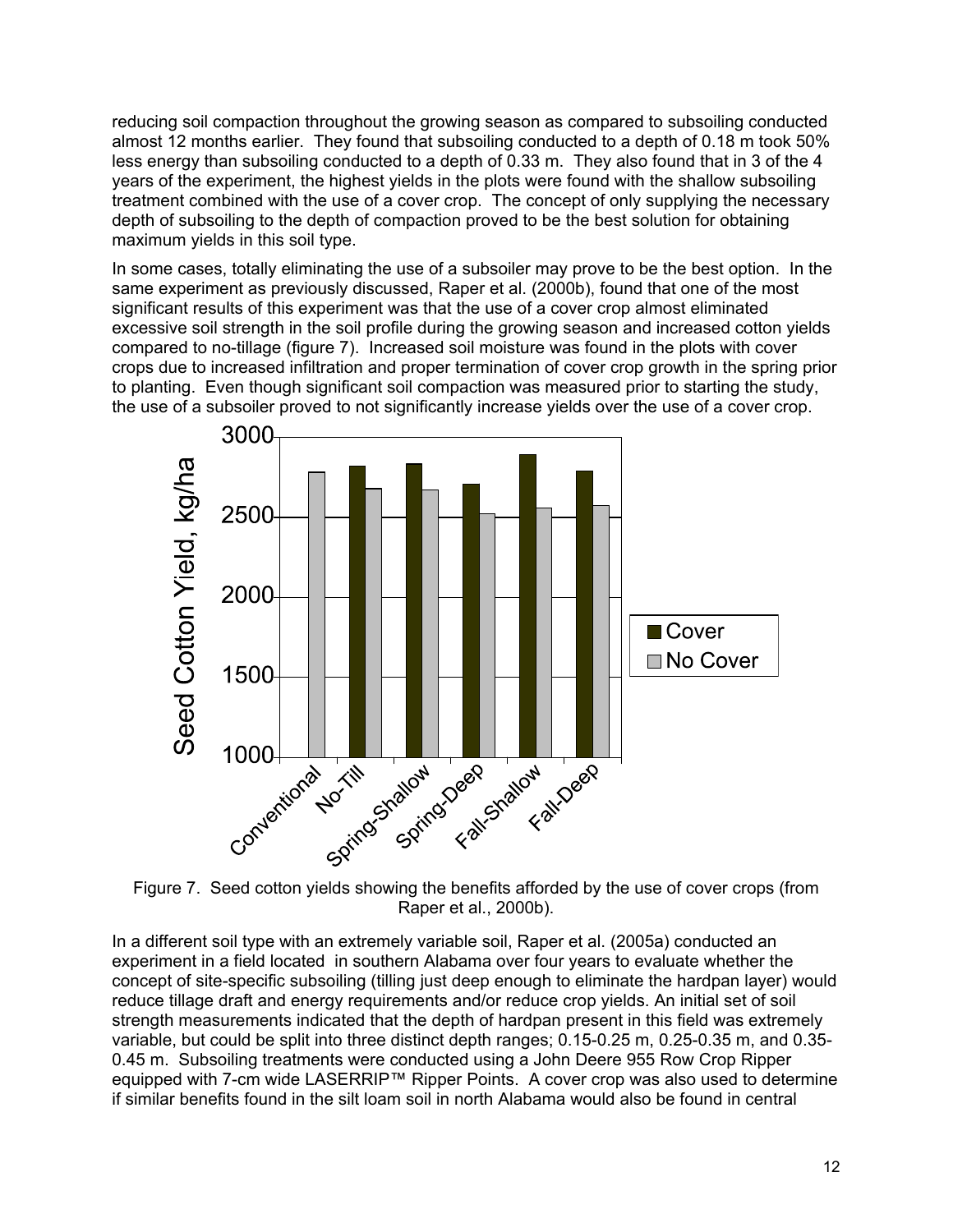reducing soil compaction throughout the growing season as compared to subsoiling conducted almost 12 months earlier. They found that subsoiling conducted to a depth of 0.18 m took 50% less energy than subsoiling conducted to a depth of 0.33 m. They also found that in 3 of the 4 years of the experiment, the highest yields in the plots were found with the shallow subsoiling treatment combined with the use of a cover crop. The concept of only supplying the necessary depth of subsoiling to the depth of compaction proved to be the best solution for obtaining maximum yields in this soil type.

In some cases, totally eliminating the use of a subsoiler may prove to be the best option. In the same experiment as previously discussed, Raper et al. (2000b), found that one of the most significant results of this experiment was that the use of a cover crop almost eliminated excessive soil strength in the soil profile during the growing season and increased cotton yields compared to no-tillage (figure 7). Increased soil moisture was found in the plots with cover crops due to increased infiltration and proper termination of cover crop growth in the spring prior to planting. Even though significant soil compaction was measured prior to starting the study, the use of a subsoiler proved to not significantly increase yields over the use of a cover crop.

Figure 7. Seed cotton yields showing the benefits afforded by the use of cover crops (from Raper et al., 2000b).

In a different soil type with an extremely variable soil, Raper et al. (2005a) conducted an experiment in a field located in southern Alabama over four years to evaluate whether the concept of site-specific subsoiling (tilling just deep enough to eliminate the hardpan layer) would reduce tillage draft and energy requirements and/or reduce crop yields. An initial set of soil strength measurements indicated that the depth of hardpan present in this field was extremely variable, but could be split into three distinct depth ranges; 0.15-0.25 m, 0.25-0.35 m, and 0.35-0.45 m. Subsoiling treatments were conducted using a John Deere 955 Row Crop Ripper equipped with 7-cm wide LASERRIP™ Ripper Points. A cover crop was also used to determine if similar benefits found in the silt loam soil in north Alabama would also be found in central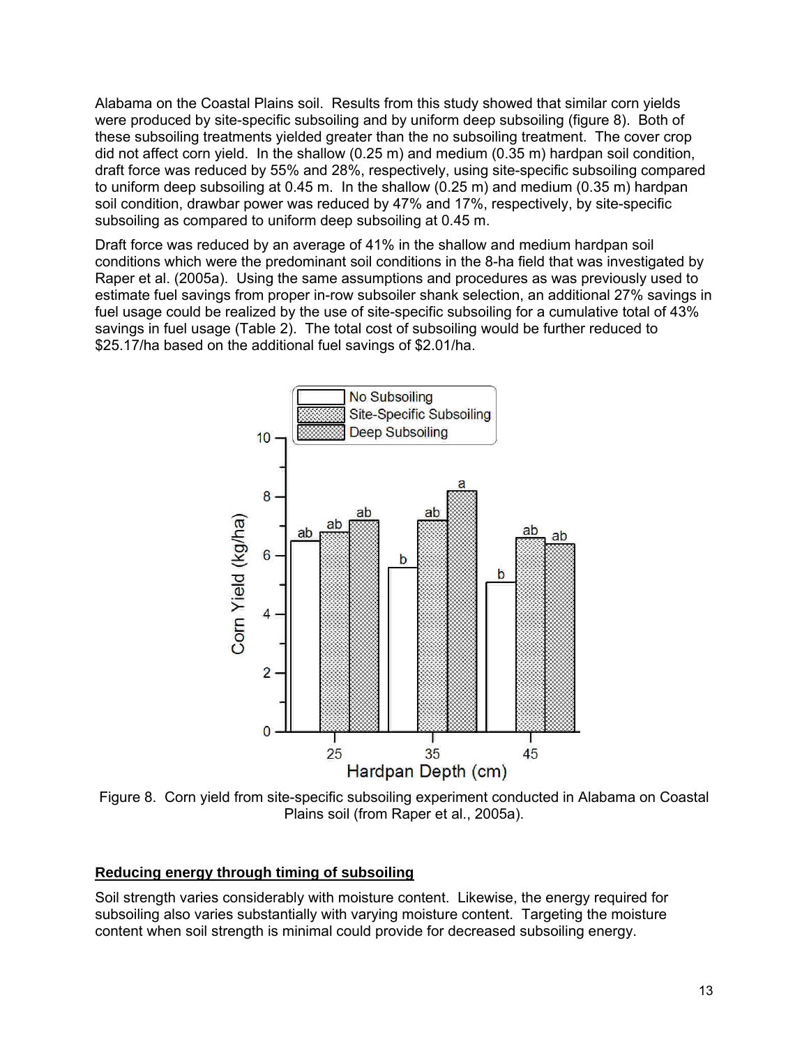Alabama on the Coastal Plains soil. Results from this study showed that similar corn yields were produced by site-specific subsoiling and by uniform deep subsoiling (figure 8). Both of these subsoiling treatments yielded greater than the no subsoiling treatment. The cover crop did not affect corn yield. In the shallow (0.25 m) and medium (0.35 m) hardpan soil condition, draft force was reduced by 55% and 28%, respectively, using site-specific subsoiling compared to uniform deep subsoiling at 0.45 m. In the shallow (0.25 m) and medium (0.35 m) hardpan soil condition, drawbar power was reduced by 47% and 17%, respectively, by site-specific subsoiling as compared to uniform deep subsoiling at 0.45 m.

Draft force was reduced by an average of 41% in the shallow and medium hardpan soil conditions which were the predominant soil conditions in the 8-ha field that was investigated by Raper et al. (2005a). Using the same assumptions and procedures as was previously used to estimate fuel savings from proper in-row subsoiler shank selection, an additional 27% savings in fuel usage could be realized by the use of site-specific subsoiling for a cumulative total of 43% savings in fuel usage (Table 2). The total cost of subsoiling would be further reduced to $25.17/ha based on the additional fuel savings of $2.01/ha.

Figure 8. Corn yield from site-specific subsoiling experiment conducted in Alabama on Coastal Plains soil (from Raper et al., 2005a).

## Reducing energy through timing of subsoiling

Soil strength varies considerably with moisture content. Likewise, the energy required for subsoiling also varies substantially with varying moisture content. Targeting the moisture content when soil strength is minimal could provide for decreased subsoiling energy.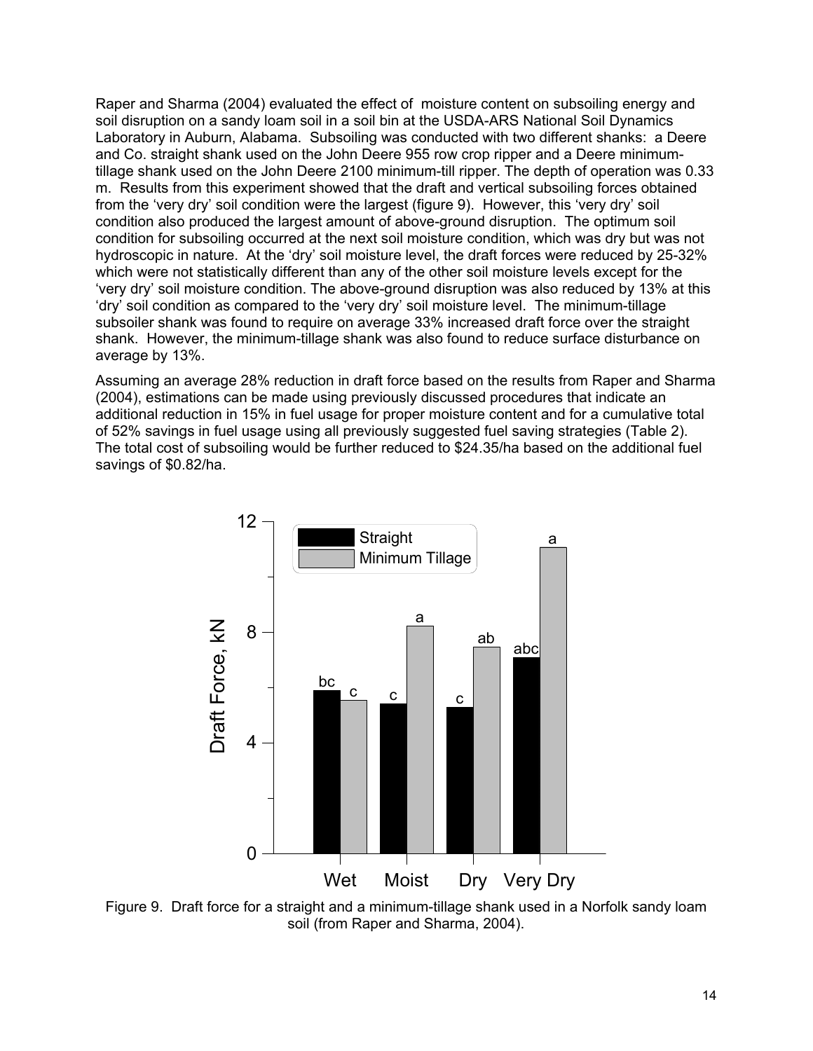Raper and Sharma (2004) evaluated the effect of moisture content on subsoiling energy and soil disruption on a sandy loam soil in a soil bin at the USDA-ARS National Soil Dynamics Laboratory in Auburn, Alabama. Subsoiling was conducted with two different shanks: a Deere and Co. straight shank used on the John Deere 955 row crop ripper and a Deere minimum-tillage shank used on the John Deere 2100 minimum-till ripper. The depth of operation was 0.33 m. Results from this experiment showed that the draft and vertical subsoiling forces obtained from the 'very dry' soil condition were the largest (figure 9). However, this 'very dry' soil condition also produced the largest amount of above-ground disruption. The optimum soil condition for subsoiling occurred at the next soil moisture condition, which was dry but was not hydroscopic in nature. At the 'dry' soil moisture level, the draft forces were reduced by 25-32% which were not statistically different than any of the other soil moisture levels except for the 'very dry' soil moisture condition. The above-ground disruption was also reduced by 13% at this 'dry' soil condition as compared to the 'very dry' soil moisture level. The minimum-tillage subsoiler shank was found to require on average 33% increased draft force over the straight shank. However, the minimum-tillage shank was also found to reduce surface disturbance on average by 13%.

Assuming an average 28% reduction in draft force based on the results from Raper and Sharma (2004), estimations can be made using previously discussed procedures that indicate an additional reduction in 15% in fuel usage for proper moisture content and for a cumulative total of 52% savings in fuel usage using all previously suggested fuel saving strategies (Table 2). The total cost of subsoiling would be further reduced to $24.35/ha based on the additional fuel savings of $0.82/ha.

Figure 9. Draft force for a straight and a minimum-tillage shank used in a Norfolk sandy loam soil (from Raper and Sharma, 2004).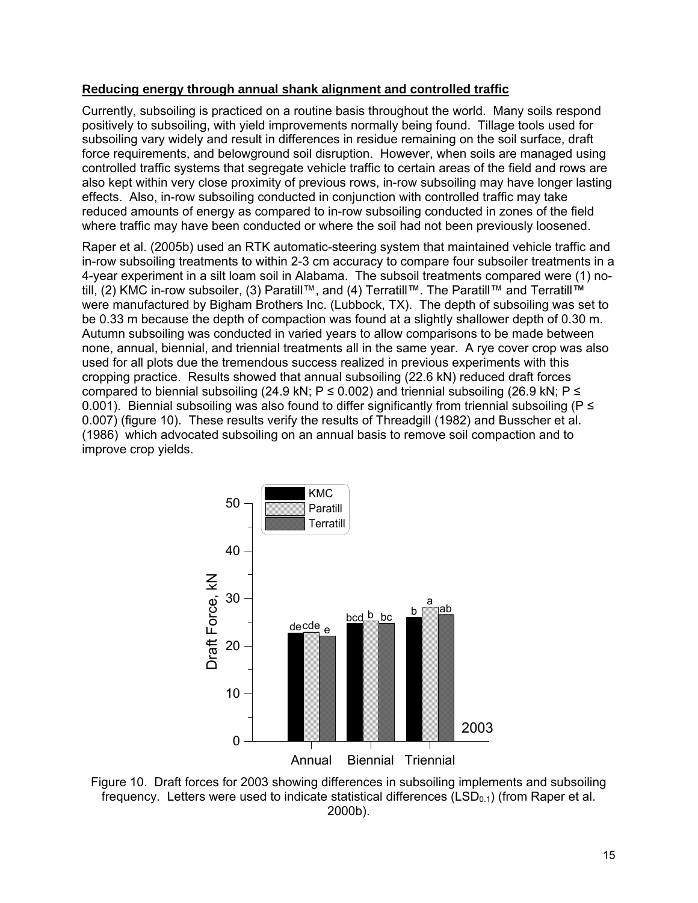**Reducing energy through annual shank alignment and controlled traffic**

Currently, subsoiling is practiced on a routine basis throughout the world. Many soils respond positively to subsoiling, with yield improvements normally being found. Tillage tools used for subsoiling vary widely and result in differences in residue remaining on the soil surface, draft force requirements, and belowground soil disruption. However, when soils are managed using controlled traffic systems that segregate vehicle traffic to certain areas of the field and rows are also kept within very close proximity of previous rows, in-row subsoiling may have longer lasting effects. Also, in-row subsoiling conducted in conjunction with controlled traffic may take reduced amounts of energy as compared to in-row subsoiling conducted in zones of the field where traffic may have been conducted or where the soil had not been previously loosened.

Raper et al. (2005b) used an RTK automatic-steering system that maintained vehicle traffic and in-row subsoiling treatments to within 2-3 cm accuracy to compare four subsoiler treatments in a 4-year experiment in a silt loam soil in Alabama. The subsoil treatments compared were (1) no-till, (2) KMC in-row subsoiler, (3) Paratill™, and (4) Terratill™. The Paratill™ and Terratill™ were manufactured by Bigham Brothers Inc. (Lubbock, TX). The depth of subsoiling was set to be 0.33 m because the depth of compaction was found at a slightly shallower depth of 0.30 m. Autumn subsoiling was conducted in varied years to allow comparisons to be made between none, annual, biennial, and triennial treatments all in the same year. A rye cover crop was also used for all plots due the tremendous success realized in previous experiments with this cropping practice. Results showed that annual subsoiling (22.6 kN) reduced draft forces compared to biennial subsoiling (24.9 kN; $P \leq 0.002$) and triennial subsoiling (26.9 kN; $P \leq 0.001$). Biennial subsoiling was also found to differ significantly from triennial subsoiling ($P \leq 0.007$) (figure 10). These results verify the results of Threadgill (1982) and Busscher et al. (1986) which advocated subsoiling on an annual basis to remove soil compaction and to improve crop yields.

Figure 10. Draft forces for 2003 showing differences in subsoiling implements and subsoiling frequency. Letters were used to indicate statistical differences ($LSD_{0.1}$) (from Raper et al. 2000b).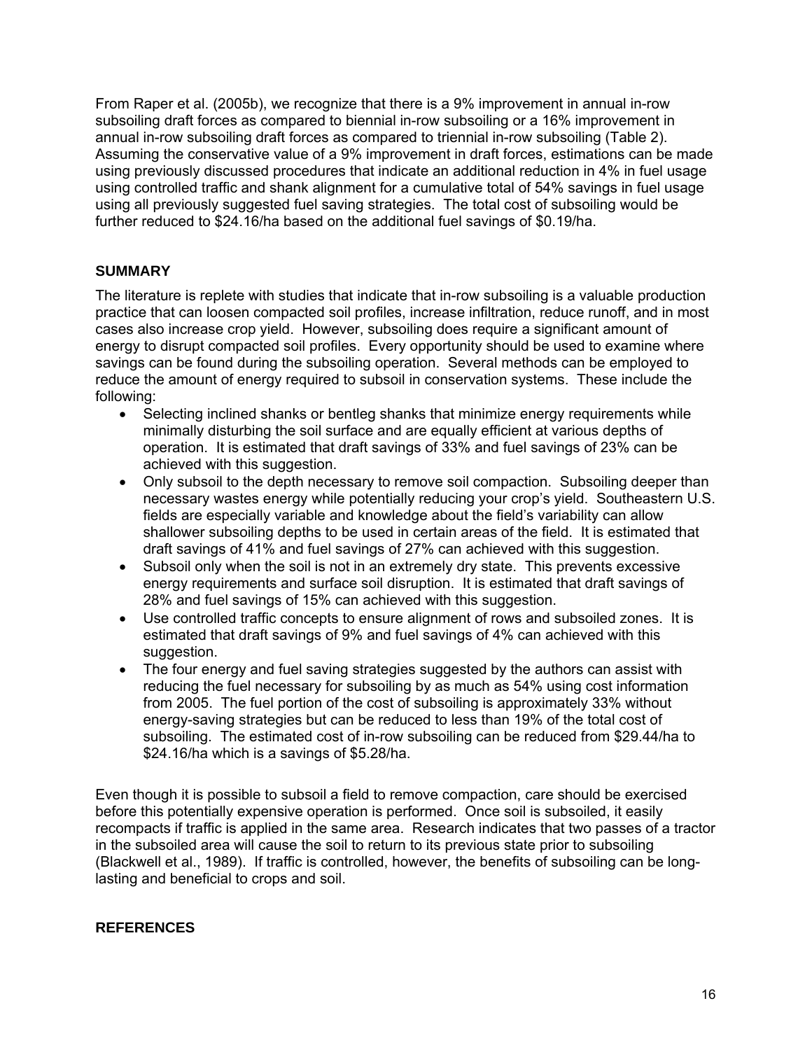From Raper et al. (2005b), we recognize that there is a 9% improvement in annual in-row subsoiling draft forces as compared to biennial in-row subsoiling or a 16% improvement in annual in-row subsoiling draft forces as compared to triennial in-row subsoiling (Table 2). Assuming the conservative value of a 9% improvement in draft forces, estimations can be made using previously discussed procedures that indicate an additional reduction in 4% in fuel usage using controlled traffic and shank alignment for a cumulative total of 54% savings in fuel usage using all previously suggested fuel saving strategies. The total cost of subsoiling would be further reduced to $24.16/ha based on the additional fuel savings of $0.19/ha.

## SUMMARY

The literature is replete with studies that indicate that in-row subsoiling is a valuable production practice that can loosen compacted soil profiles, increase infiltration, reduce runoff, and in most cases also increase crop yield. However, subsoiling does require a significant amount of energy to disrupt compacted soil profiles. Every opportunity should be used to examine where savings can be found during the subsoiling operation. Several methods can be employed to reduce the amount of energy required to subsoil in conservation systems. These include the following:

- Selecting inclined shanks or bentleg shanks that minimize energy requirements while minimally disturbing the soil surface and are equally efficient at various depths of operation. It is estimated that draft savings of 33% and fuel savings of 23% can be achieved with this suggestion.
- Only subsoil to the depth necessary to remove soil compaction. Subsoiling deeper than necessary wastes energy while potentially reducing your crop's yield. Southeastern U.S. fields are especially variable and knowledge about the field's variability can allow shallower subsoiling depths to be used in certain areas of the field. It is estimated that draft savings of 41% and fuel savings of 27% can achieved with this suggestion.
- Subsoil only when the soil is not in an extremely dry state. This prevents excessive energy requirements and surface soil disruption. It is estimated that draft savings of 28% and fuel savings of 15% can achieved with this suggestion.
- Use controlled traffic concepts to ensure alignment of rows and subsoiled zones. It is estimated that draft savings of 9% and fuel savings of 4% can achieved with this suggestion.
- The four energy and fuel saving strategies suggested by the authors can assist with reducing the fuel necessary for subsoiling by as much as 54% using cost information from 2005. The fuel portion of the cost of subsoiling is approximately 33% without energy-saving strategies but can be reduced to less than 19% of the total cost of subsoiling. The estimated cost of in-row subsoiling can be reduced from $29.44/ha to $24.16/ha which is a savings of $5.28/ha.

Even though it is possible to subsoil a field to remove compaction, care should be exercised before this potentially expensive operation is performed. Once soil is subsoiled, it easily recompacts if traffic is applied in the same area. Research indicates that two passes of a tractor in the subsoiled area will cause the soil to return to its previous state prior to subsoiling (Blackwell et al., 1989). If traffic is controlled, however, the benefits of subsoiling can be long-lasting and beneficial to crops and soil.

## REFERENCES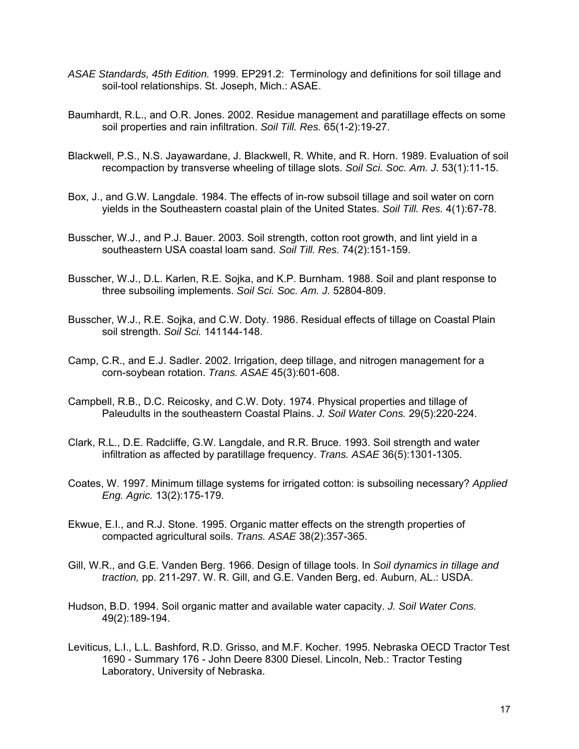*ASAE Standards, 45th Edition.* 1999. EP291.2: Terminology and definitions for soil tillage and soil-tool relationships. St. Joseph, Mich.: ASAE.

Baumhardt, R.L., and O.R. Jones. 2002. Residue management and paratillage effects on some soil properties and rain infiltration. *Soil Till. Res.* 65(1-2):19-27.

Blackwell, P.S., N.S. Jayawardane, J. Blackwell, R. White, and R. Horn. 1989. Evaluation of soil recompaction by transverse wheeling of tillage slots. *Soil Sci. Soc. Am. J.* 53(1):11-15.

Box, J., and G.W. Langdale. 1984. The effects of in-row subsoil tillage and soil water on corn yields in the Southeastern coastal plain of the United States. *Soil Till. Res.* 4(1):67-78.

Busscher, W.J., and P.J. Bauer. 2003. Soil strength, cotton root growth, and lint yield in a southeastern USA coastal loam sand. *Soil Till. Res.* 74(2):151-159.

Busscher, W.J., D.L. Karlen, R.E. Sojka, and K.P. Burnham. 1988. Soil and plant response to three subsoiling implements. *Soil Sci. Soc. Am. J.* 52804-809.

Busscher, W.J., R.E. Sojka, and C.W. Doty. 1986. Residual effects of tillage on Coastal Plain soil strength. *Soil Sci.* 141144-148.

Camp, C.R., and E.J. Sadler. 2002. Irrigation, deep tillage, and nitrogen management for a corn-soybean rotation. *Trans. ASAE* 45(3):601-608.

Campbell, R.B., D.C. Reicosky, and C.W. Doty. 1974. Physical properties and tillage of Paleudults in the southeastern Coastal Plains. *J. Soil Water Cons.* 29(5):220-224.

Clark, R.L., D.E. Radcliffe, G.W. Langdale, and R.R. Bruce. 1993. Soil strength and water infiltration as affected by paratillage frequency. *Trans. ASAE* 36(5):1301-1305.

Coates, W. 1997. Minimum tillage systems for irrigated cotton: is subsoiling necessary? *Applied Eng. Agric.* 13(2):175-179.

Ekwue, E.I., and R.J. Stone. 1995. Organic matter effects on the strength properties of compacted agricultural soils. *Trans. ASAE* 38(2):357-365.

Gill, W.R., and G.E. Vanden Berg. 1966. Design of tillage tools. In *Soil dynamics in tillage and traction,* pp. 211-297. W. R. Gill, and G.E. Vanden Berg, ed. Auburn, AL.: USDA.

Hudson, B.D. 1994. Soil organic matter and available water capacity. *J. Soil Water Cons.* 49(2):189-194.

Leviticus, L.I., L.L. Bashford, R.D. Grisso, and M.F. Kocher. 1995. Nebraska OECD Tractor Test 1690 - Summary 176 - John Deere 8300 Diesel. Lincoln, Neb.: Tractor Testing Laboratory, University of Nebraska.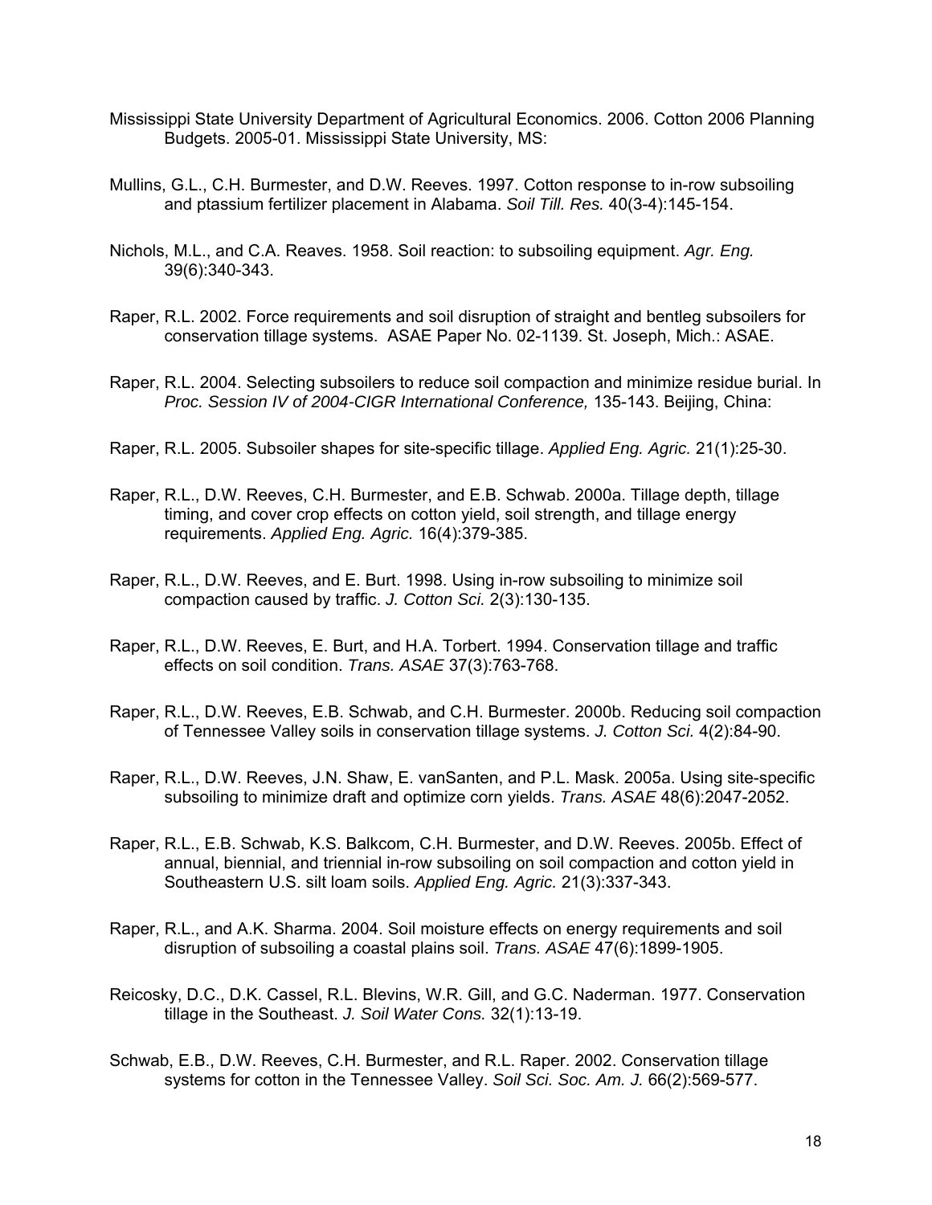Mississippi State University Department of Agricultural Economics. 2006. Cotton 2006 Planning Budgets. 2005-01. Mississippi State University, MS:

Mullins, G.L., C.H. Burmester, and D.W. Reeves. 1997. Cotton response to in-row subsoiling and ptassium fertilizer placement in Alabama. *Soil Till. Res.* 40(3-4):145-154.

Nichols, M.L., and C.A. Reaves. 1958. Soil reaction: to subsoiling equipment. *Agr. Eng.* 39(6):340-343.

Raper, R.L. 2002. Force requirements and soil disruption of straight and bentleg subsoilers for conservation tillage systems. ASAE Paper No. 02-1139. St. Joseph, Mich.: ASAE.

Raper, R.L. 2004. Selecting subsoilers to reduce soil compaction and minimize residue burial. In *Proc. Session IV of 2004-CIGR International Conference,* 135-143. Beijing, China:

Raper, R.L. 2005. Subsoiler shapes for site-specific tillage. *Applied Eng. Agric.* 21(1):25-30.

Raper, R.L., D.W. Reeves, C.H. Burmester, and E.B. Schwab. 2000a. Tillage depth, tillage timing, and cover crop effects on cotton yield, soil strength, and tillage energy requirements. *Applied Eng. Agric.* 16(4):379-385.

Raper, R.L., D.W. Reeves, and E. Burt. 1998. Using in-row subsoiling to minimize soil compaction caused by traffic. *J. Cotton Sci.* 2(3):130-135.

Raper, R.L., D.W. Reeves, E. Burt, and H.A. Torbert. 1994. Conservation tillage and traffic effects on soil condition. *Trans. ASAE* 37(3):763-768.

Raper, R.L., D.W. Reeves, E.B. Schwab, and C.H. Burmester. 2000b. Reducing soil compaction of Tennessee Valley soils in conservation tillage systems. *J. Cotton Sci.* 4(2):84-90.

Raper, R.L., D.W. Reeves, J.N. Shaw, E. vanSanten, and P.L. Mask. 2005a. Using site-specific subsoiling to minimize draft and optimize corn yields. *Trans. ASAE* 48(6):2047-2052.

Raper, R.L., E.B. Schwab, K.S. Balkcom, C.H. Burmester, and D.W. Reeves. 2005b. Effect of annual, biennial, and triennial in-row subsoiling on soil compaction and cotton yield in Southeastern U.S. silt loam soils. *Applied Eng. Agric.* 21(3):337-343.

Raper, R.L., and A.K. Sharma. 2004. Soil moisture effects on energy requirements and soil disruption of subsoiling a coastal plains soil. *Trans. ASAE* 47(6):1899-1905.

Reicosky, D.C., D.K. Cassel, R.L. Blevins, W.R. Gill, and G.C. Naderman. 1977. Conservation tillage in the Southeast. *J. Soil Water Cons.* 32(1):13-19.

Schwab, E.B., D.W. Reeves, C.H. Burmester, and R.L. Raper. 2002. Conservation tillage systems for cotton in the Tennessee Valley. *Soil Sci. Soc. Am. J.* 66(2):569-577.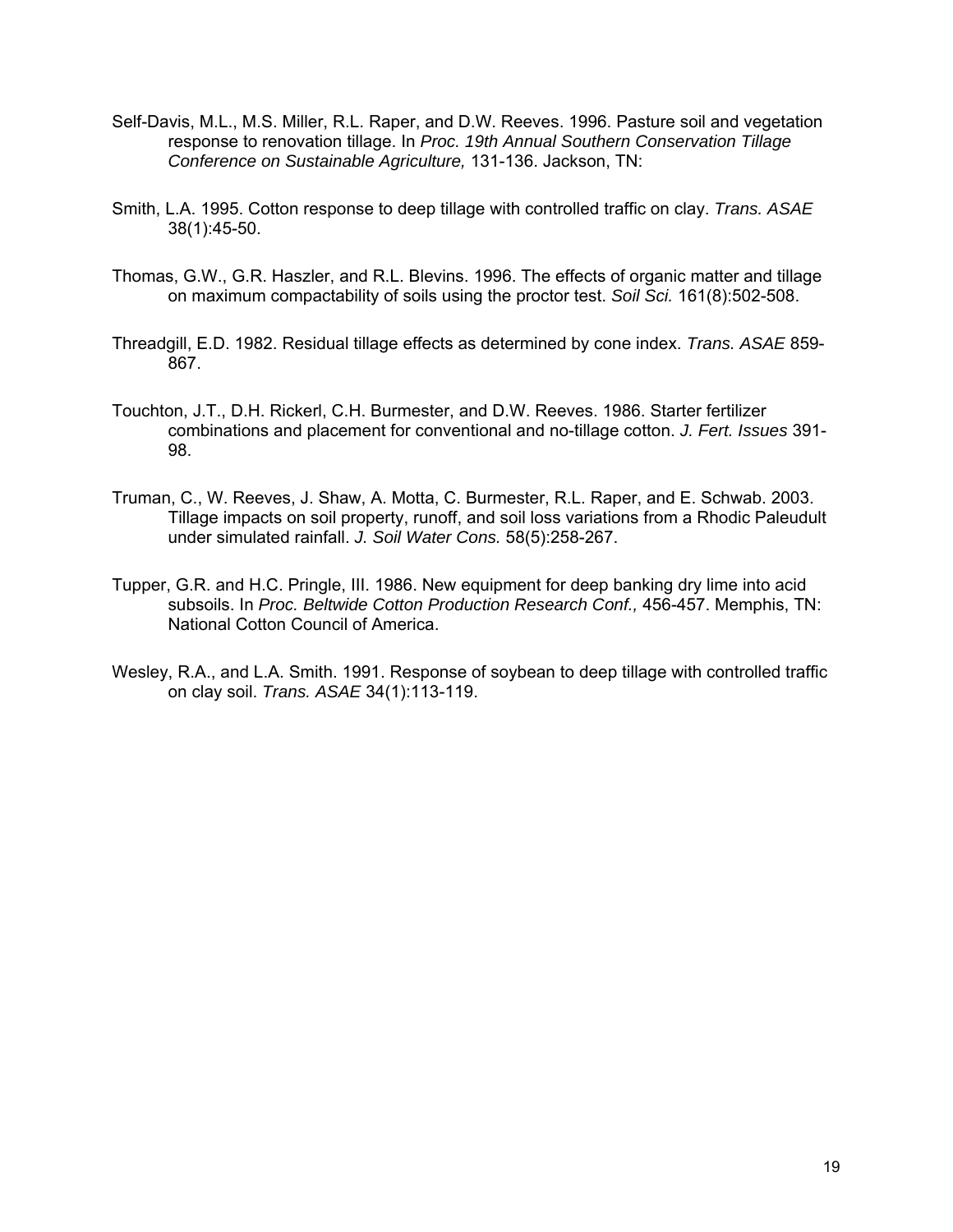Self-Davis, M.L., M.S. Miller, R.L. Raper, and D.W. Reeves. 1996. Pasture soil and vegetation response to renovation tillage. In *Proc. 19th Annual Southern Conservation Tillage Conference on Sustainable Agriculture,* 131-136. Jackson, TN:

Smith, L.A. 1995. Cotton response to deep tillage with controlled traffic on clay. *Trans. ASAE* 38(1):45-50.

Thomas, G.W., G.R. Haszler, and R.L. Blevins. 1996. The effects of organic matter and tillage on maximum compactability of soils using the proctor test. *Soil Sci.* 161(8):502-508.

Threadgill, E.D. 1982. Residual tillage effects as determined by cone index. *Trans. ASAE* 859-867.

Touchton, J.T., D.H. Rickerl, C.H. Burmester, and D.W. Reeves. 1986. Starter fertilizer combinations and placement for conventional and no-tillage cotton. *J. Fert. Issues* 391-98.

Truman, C., W. Reeves, J. Shaw, A. Motta, C. Burmester, R.L. Raper, and E. Schwab. 2003. Tillage impacts on soil property, runoff, and soil loss variations from a Rhodic Paleudult under simulated rainfall. *J. Soil Water Cons.* 58(5):258-267.

Tupper, G.R. and H.C. Pringle, III. 1986. New equipment for deep banking dry lime into acid subsoils. In *Proc. Beltwide Cotton Production Research Conf.,* 456-457. Memphis, TN: National Cotton Council of America.

Wesley, R.A., and L.A. Smith. 1991. Response of soybean to deep tillage with controlled traffic on clay soil. *Trans. ASAE* 34(1):113-119.